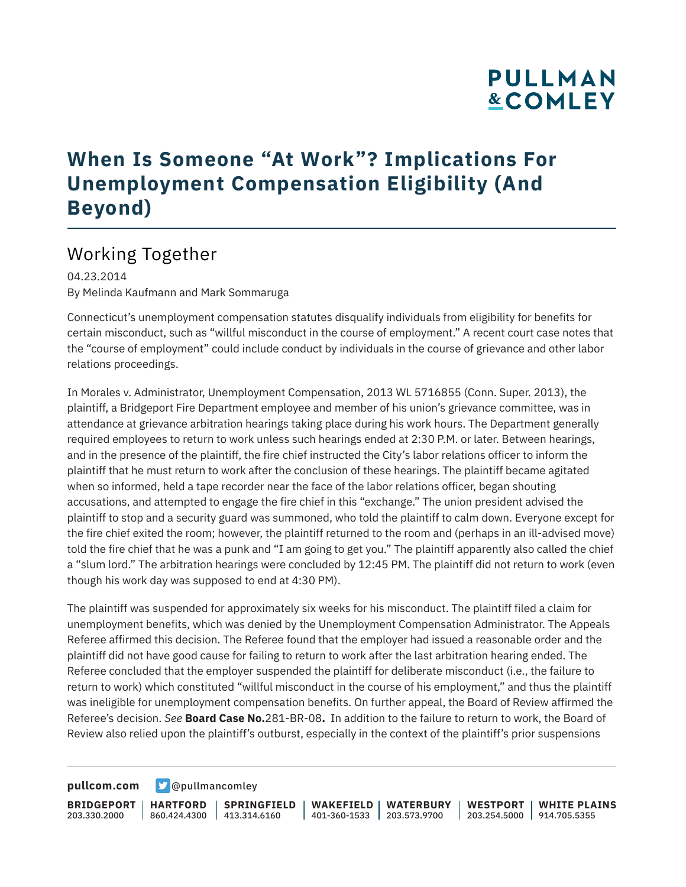# When Is Someone "At Work"? Implications For Unemployment Compensation Eligibility (And Beyond)

## Working Together

04.23.2014
By Melinda Kaufmann and Mark Sommaruga

Connecticut's unemployment compensation statutes disqualify individuals from eligibility for benefits for certain misconduct, such as "willful misconduct in the course of employment." A recent court case notes that the "course of employment" could include conduct by individuals in the course of grievance and other labor relations proceedings.

In Morales v. Administrator, Unemployment Compensation, 2013 WL 5716855 (Conn. Super. 2013), the plaintiff, a Bridgeport Fire Department employee and member of his union's grievance committee, was in attendance at grievance arbitration hearings taking place during his work hours. The Department generally required employees to return to work unless such hearings ended at 2:30 P.M. or later. Between hearings, and in the presence of the plaintiff, the fire chief instructed the City's labor relations officer to inform the plaintiff that he must return to work after the conclusion of these hearings. The plaintiff became agitated when so informed, held a tape recorder near the face of the labor relations officer, began shouting accusations, and attempted to engage the fire chief in this "exchange." The union president advised the plaintiff to stop and a security guard was summoned, who told the plaintiff to calm down. Everyone except for the fire chief exited the room; however, the plaintiff returned to the room and (perhaps in an ill-advised move) told the fire chief that he was a punk and "I am going to get you." The plaintiff apparently also called the chief a "slum lord." The arbitration hearings were concluded by 12:45 PM. The plaintiff did not return to work (even though his work day was supposed to end at 4:30 PM).

The plaintiff was suspended for approximately six weeks for his misconduct. The plaintiff filed a claim for unemployment benefits, which was denied by the Unemployment Compensation Administrator. The Appeals Referee affirmed this decision. The Referee found that the employer had issued a reasonable order and the plaintiff did not have good cause for failing to return to work after the last arbitration hearing ended. The Referee concluded that the employer suspended the plaintiff for deliberate misconduct (i.e., the failure to return to work) which constituted "willful misconduct in the course of his employment," and thus the plaintiff was ineligible for unemployment compensation benefits. On further appeal, the Board of Review affirmed the Referee's decision. *See* **Board Case No.**281-BR-08**.** In addition to the failure to return to work, the Board of Review also relied upon the plaintiff's outburst, especially in the context of the plaintiff's prior suspensions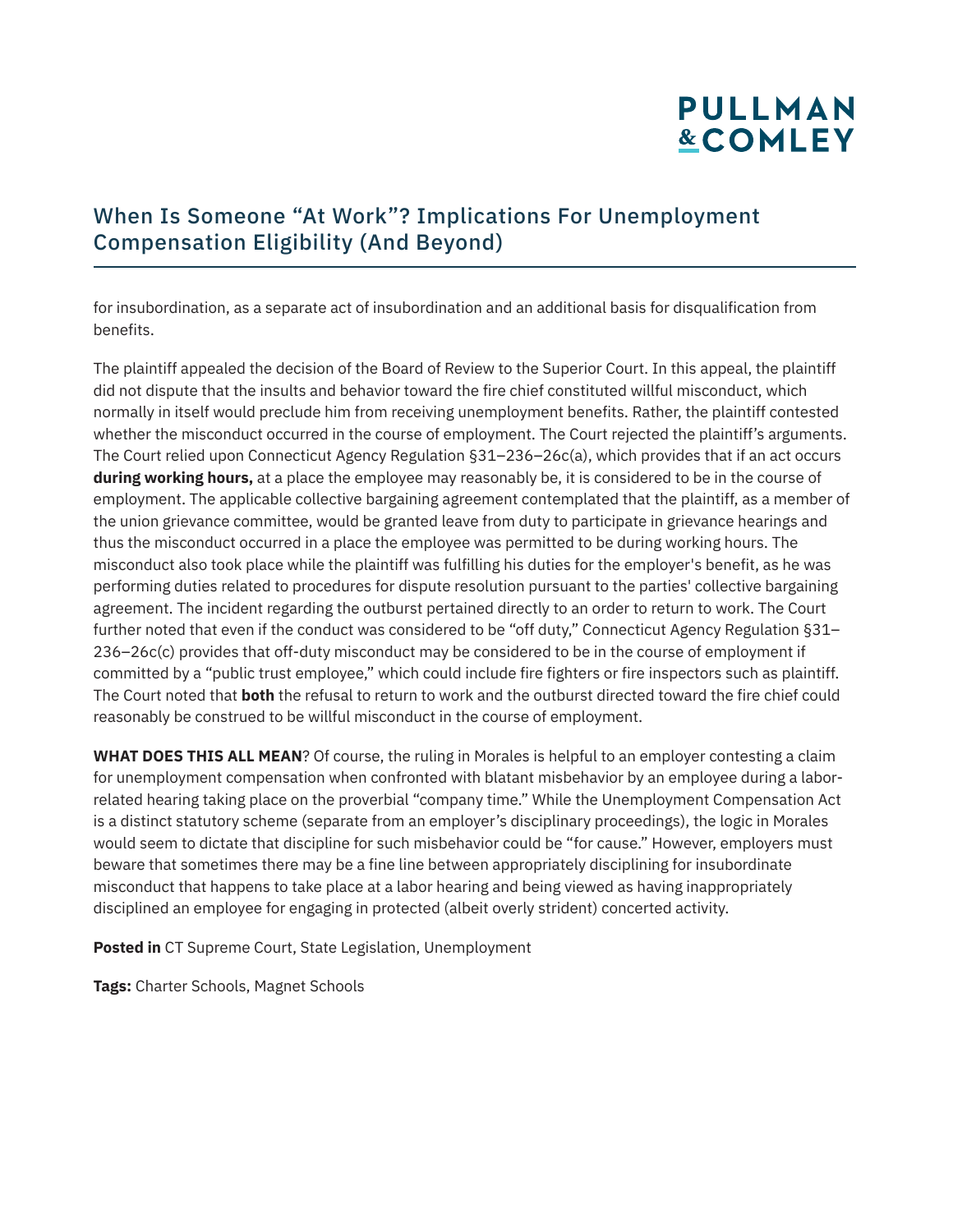for insubordination, as a separate act of insubordination and an additional basis for disqualification from benefits.

The plaintiff appealed the decision of the Board of Review to the Superior Court. In this appeal, the plaintiff did not dispute that the insults and behavior toward the fire chief constituted willful misconduct, which normally in itself would preclude him from receiving unemployment benefits. Rather, the plaintiff contested whether the misconduct occurred in the course of employment. The Court rejected the plaintiff's arguments. The Court relied upon Connecticut Agency Regulation §31–236–26c(a), which provides that if an act occurs **during working hours,** at a place the employee may reasonably be, it is considered to be in the course of employment. The applicable collective bargaining agreement contemplated that the plaintiff, as a member of the union grievance committee, would be granted leave from duty to participate in grievance hearings and thus the misconduct occurred in a place the employee was permitted to be during working hours. The misconduct also took place while the plaintiff was fulfilling his duties for the employer's benefit, as he was performing duties related to procedures for dispute resolution pursuant to the parties' collective bargaining agreement. The incident regarding the outburst pertained directly to an order to return to work. The Court further noted that even if the conduct was considered to be "off duty," Connecticut Agency Regulation §31–236–26c(c) provides that off-duty misconduct may be considered to be in the course of employment if committed by a "public trust employee," which could include fire fighters or fire inspectors such as plaintiff. The Court noted that **both** the refusal to return to work and the outburst directed toward the fire chief could reasonably be construed to be willful misconduct in the course of employment.

**WHAT DOES THIS ALL MEAN**? Of course, the ruling in Morales is helpful to an employer contesting a claim for unemployment compensation when confronted with blatant misbehavior by an employee during a labor-related hearing taking place on the proverbial "company time." While the Unemployment Compensation Act is a distinct statutory scheme (separate from an employer's disciplinary proceedings), the logic in Morales would seem to dictate that discipline for such misbehavior could be "for cause." However, employers must beware that sometimes there may be a fine line between appropriately disciplining for insubordinate misconduct that happens to take place at a labor hearing and being viewed as having inappropriately disciplined an employee for engaging in protected (albeit overly strident) concerted activity.

**Posted in** CT Supreme Court, State Legislation, Unemployment

**Tags:** Charter Schools, Magnet Schools